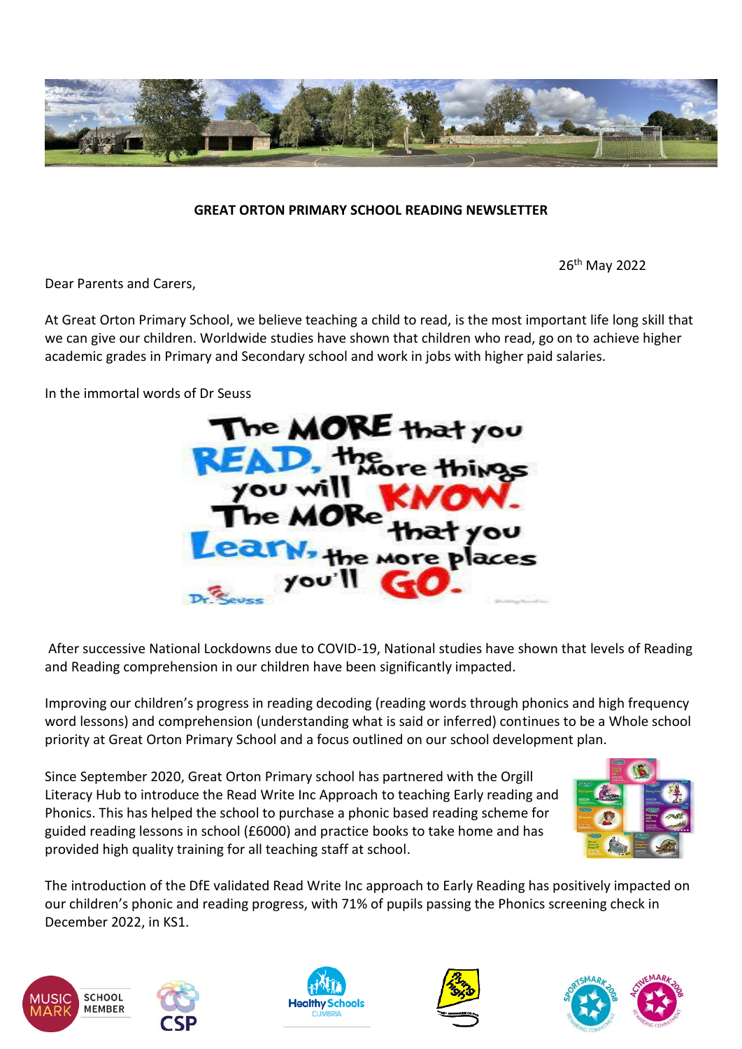**GREAT ORTON PRIMARY SCHOOL READING NEWSLETTER**

26th May 2022

Dear Parents and Carers,

At Great Orton Primary School, we believe teaching a child to read, is the most important life long skill that we can give our children. Worldwide studies have shown that children who read, go on to achieve higher academic grades in Primary and Secondary school and work in jobs with higher paid salaries.

In the immortal words of Dr Seuss

The MORE that you READ, the more things you will KNOW. The MORE that you Learn, the more places you'll GO.
Dr. Seuss

After successive National Lockdowns due to COVID-19, National studies have shown that levels of Reading and Reading comprehension in our children have been significantly impacted.

Improving our children's progress in reading decoding (reading words through phonics and high frequency word lessons) and comprehension (understanding what is said or inferred) continues to be a Whole school priority at Great Orton Primary School and a focus outlined on our school development plan.

Since September 2020, Great Orton Primary school has partnered with the Orgill Literacy Hub to introduce the Read Write Inc Approach to teaching Early reading and Phonics. This has helped the school to purchase a phonic based reading scheme for guided reading lessons in school (£6000) and practice books to take home and has provided high quality training for all teaching staff at school.

The introduction of the DfE validated Read Write Inc approach to Early Reading has positively impacted on our children's phonic and reading progress, with 71% of pupils passing the Phonics screening check in December 2022, in KS1.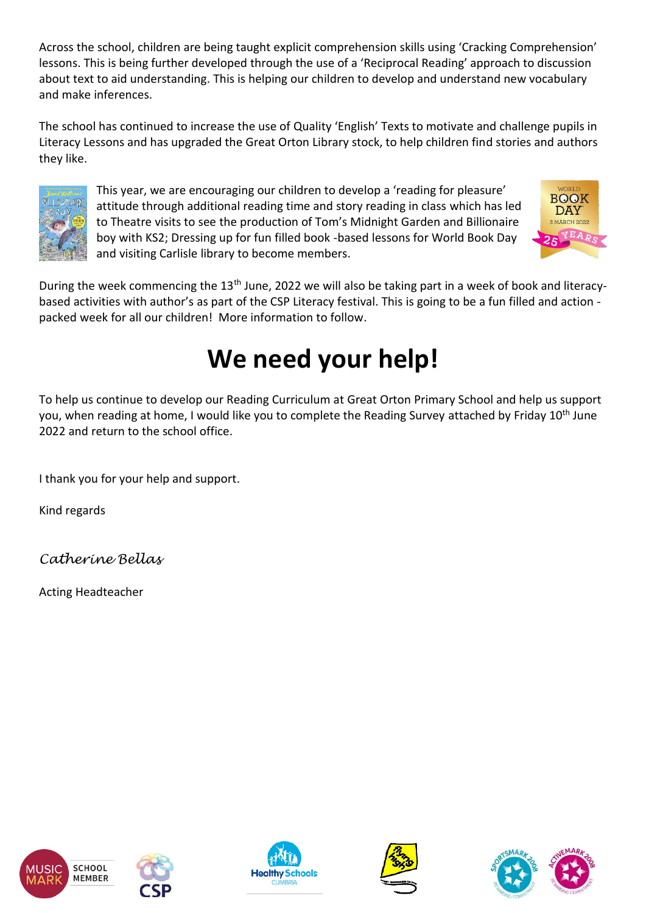Across the school, children are being taught explicit comprehension skills using 'Cracking Comprehension' lessons. This is being further developed through the use of a 'Reciprocal Reading' approach to discussion about text to aid understanding. This is helping our children to develop and understand new vocabulary and make inferences.

The school has continued to increase the use of Quality 'English' Texts to motivate and challenge pupils in Literacy Lessons and has upgraded the Great Orton Library stock, to help children find stories and authors they like.

This year, we are encouraging our children to develop a 'reading for pleasure' attitude through additional reading time and story reading in class which has led to Theatre visits to see the production of Tom's Midnight Garden and Billionaire boy with KS2; Dressing up for fun filled book -based lessons for World Book Day and visiting Carlisle library to become members.

During the week commencing the 13th June, 2022 we will also be taking part in a week of book and literacy-based activities with author's as part of the CSP Literacy festival. This is going to be a fun filled and action - packed week for all our children! More information to follow.

# We need your help!

To help us continue to develop our Reading Curriculum at Great Orton Primary School and help us support you, when reading at home, I would like you to complete the Reading Survey attached by Friday 10th June 2022 and return to the school office.

I thank you for your help and support.

Kind regards

*Catherine Bellas*

Acting Headteacher